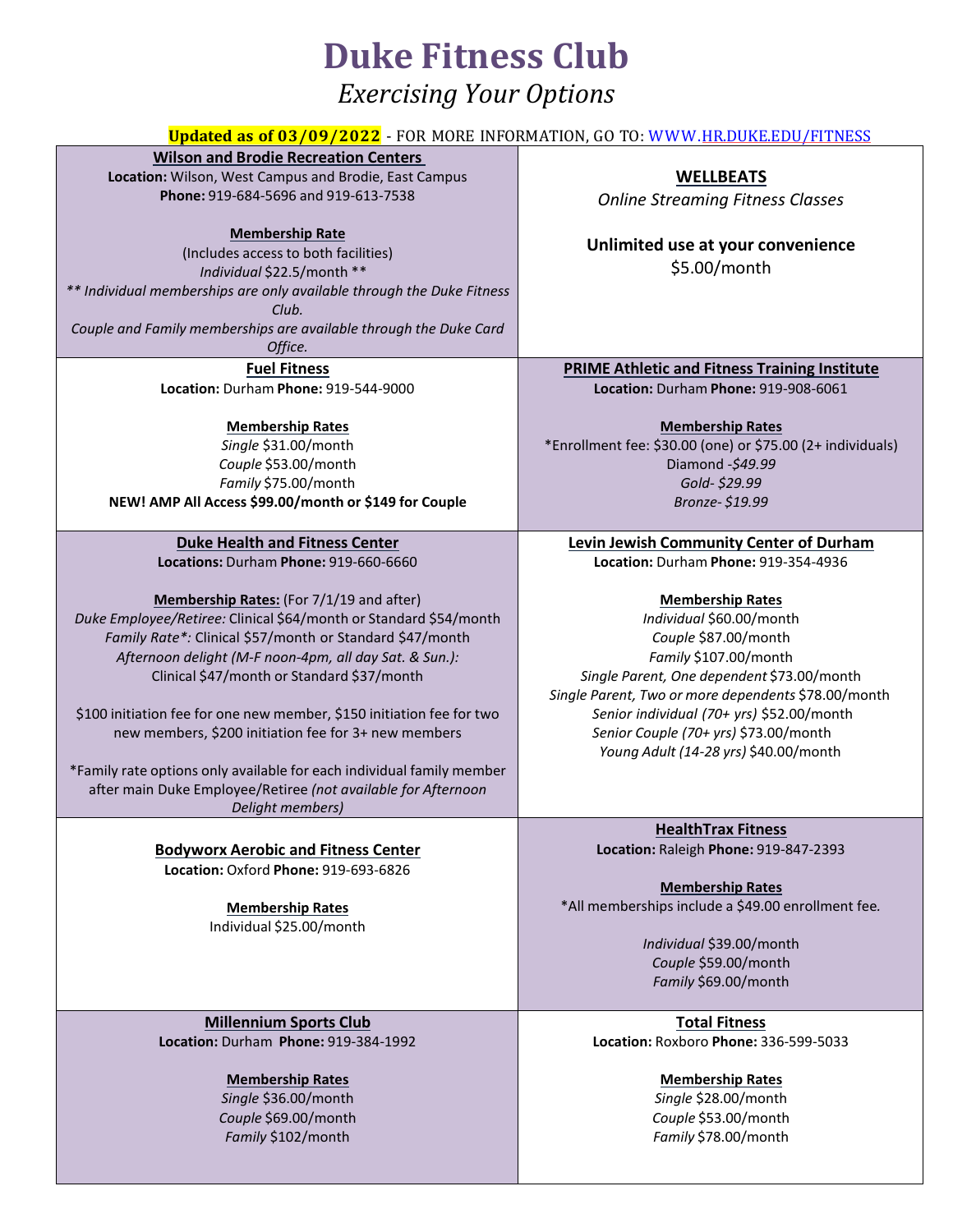# Duke Fitness Club

*Exercising Your Options*

**Updated as of 03/09/2022** - FOR MORE INFORMATION, GO TO: WWW.HR.DUKE.EDU/FITNESS

## Wilson and Brodie Recreation Centers

**Location:** Wilson, West Campus and Brodie, East Campus
**Phone:** 919-684-5696 and 919-613-7538

**Membership Rate**
(Includes access to both facilities)
*Individual* $22.5/month **
*** Individual memberships are only available through the Duke Fitness Club.*
*Couple and Family memberships are available through the Duke Card Office.*

## WELLBEATS

*Online Streaming Fitness Classes*

**Unlimited use at your convenience**
$5.00/month

## Fuel Fitness

**Location:** Durham **Phone:** 919-544-9000

**Membership Rates**
*Single* $31.00/month
*Couple* $53.00/month
*Family* $75.00/month
**NEW! AMP All Access $99.00/month or $149 for Couple**

## PRIME Athletic and Fitness Training Institute

**Location:** Durham **Phone:** 919-908-6061

**Membership Rates**
*Enrollment fee: $30.00 (one) or $75.00 (2+ individuals)
Diamond -*$49.99*
*Gold- $29.99*
*Bronze- $19.99*

## Duke Health and Fitness Center

**Locations:** Durham **Phone:** 919-660-6660

**Membership Rates:** (For 7/1/19 and after)
*Duke Employee/Retiree:* Clinical $64/month or Standard $54/month
*Family Rate*:* Clinical $57/month or Standard $47/month
*Afternoon delight (M-F noon-4pm, all day Sat. & Sun.):*
Clinical $47/month or Standard $37/month

$100 initiation fee for one new member, $150 initiation fee for two new members, $200 initiation fee for 3+ new members

*Family rate options only available for each individual family member after main Duke Employee/Retiree *(not available for Afternoon Delight members)*

## Levin Jewish Community Center of Durham

**Location:** Durham **Phone:** 919-354-4936

**Membership Rates**
*Individual* $60.00/month
*Couple* $87.00/month
*Family* $107.00/month
*Single Parent, One dependent* $73.00/month
*Single Parent, Two or more dependents* $78.00/month
*Senior individual (70+ yrs)* $52.00/month
*Senior Couple (70+ yrs)* $73.00/month
*Young Adult (14-28 yrs)* $40.00/month

## Bodyworx Aerobic and Fitness Center

**Location:** Oxford **Phone:** 919-693-6826

**Membership Rates**
Individual $25.00/month

## HealthTrax Fitness

**Location:** Raleigh **Phone:** 919-847-2393

**Membership Rates**
*All memberships include a $49.00 enrollment fee.

*Individual* $39.00/month
*Couple* $59.00/month
*Family* $69.00/month

## Millennium Sports Club

**Location:** Durham **Phone:** 919-384-1992

**Membership Rates**
*Single* $36.00/month
*Couple* $69.00/month
*Family* $102/month

## Total Fitness

**Location:** Roxboro **Phone:** 336-599-5033

**Membership Rates**
*Single* $28.00/month
*Couple* $53.00/month
*Family* $78.00/month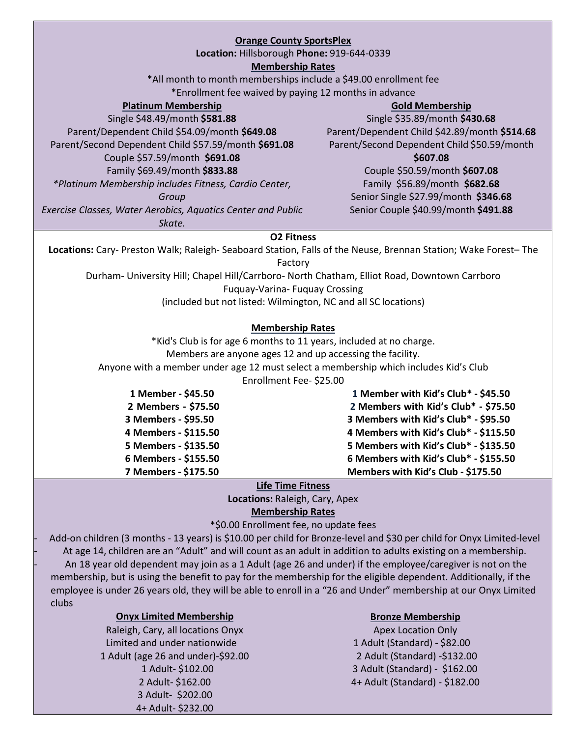## Orange County SportsPlex

**Location:** Hillsborough **Phone:** 919-644-0339

**Membership Rates**

*All month to month memberships include a $49.00 enrollment fee

*Enrollment fee waived by paying 12 months in advance

**Platinum Membership**

Single $48.49/month **$581.88**

Parent/Dependent Child $54.09/month **$649.08**

Parent/Second Dependent Child $57.59/month **$691.08**

Couple $57.59/month **$691.08**

Family $69.49/month **$833.88**

*\*Platinum Membership includes Fitness, Cardio Center, Group Exercise Classes, Water Aerobics, Aquatics Center and Public Skate.*

**Gold Membership**

Single $35.89/month **$430.68**

Parent/Dependent Child $42.89/month **$514.68**

Parent/Second Dependent Child $50.59/month **$607.08**

Couple $50.59/month **$607.08**

Family $56.89/month **$682.68**

Senior Single $27.99/month **$346.68**

Senior Couple $40.99/month **$491.88**

## O2 Fitness

**Locations:** Cary- Preston Walk; Raleigh- Seaboard Station, Falls of the Neuse, Brennan Station; Wake Forest– The Factory

Durham- University Hill; Chapel Hill/Carrboro- North Chatham, Elliot Road, Downtown Carrboro

Fuquay-Varina- Fuquay Crossing

(included but not listed: Wilmington, NC and all SC locations)

**Membership Rates**

*Kid's Club is for age 6 months to 11 years, included at no charge.

Members are anyone ages 12 and up accessing the facility.

Anyone with a member under age 12 must select a membership which includes Kid's Club

Enrollment Fee- $25.00

| | |
|---|---|
| **1 Member - $45.50** | **1 Member with Kid's Club* - $45.50** |
| **2 Members - $75.50** | **2 Members with Kid's Club* - $75.50** |
| **3 Members - $95.50** | **3 Members with Kid's Club* - $95.50** |
| **4 Members - $115.50** | **4 Members with Kid's Club* - $115.50** |
| **5 Members - $135.50** | **5 Members with Kid's Club* - $135.50** |
| **6 Members - $155.50** | **6 Members with Kid's Club* - $155.50** |
| **7 Members - $175.50** | **Members with Kid's Club - $175.50** |

## Life Time Fitness

**Locations:** Raleigh, Cary, Apex

**Membership Rates**

*$0.00 Enrollment fee, no update fees

- Add-on children (3 months - 13 years) is $10.00 per child for Bronze-level and $30 per child for Onyx Limited-level
- At age 14, children are an "Adult" and will count as an adult in addition to adults existing on a membership.
- An 18 year old dependent may join as a 1 Adult (age 26 and under) if the employee/caregiver is not on the membership, but is using the benefit to pay for the membership for the eligible dependent. Additionally, if the employee is under 26 years old, they will be able to enroll in a "26 and Under" membership at our Onyx Limited clubs

**Onyx Limited Membership**

Raleigh, Cary, all locations Onyx Limited and under nationwide

1 Adult (age 26 and under)-$92.00

1 Adult- $102.00

2 Adult- $162.00

3 Adult- $202.00

4+ Adult- $232.00

**Bronze Membership**

Apex Location Only

1 Adult (Standard) - $82.00

2 Adult (Standard) -$132.00

3 Adult (Standard) - $162.00

4+ Adult (Standard) - $182.00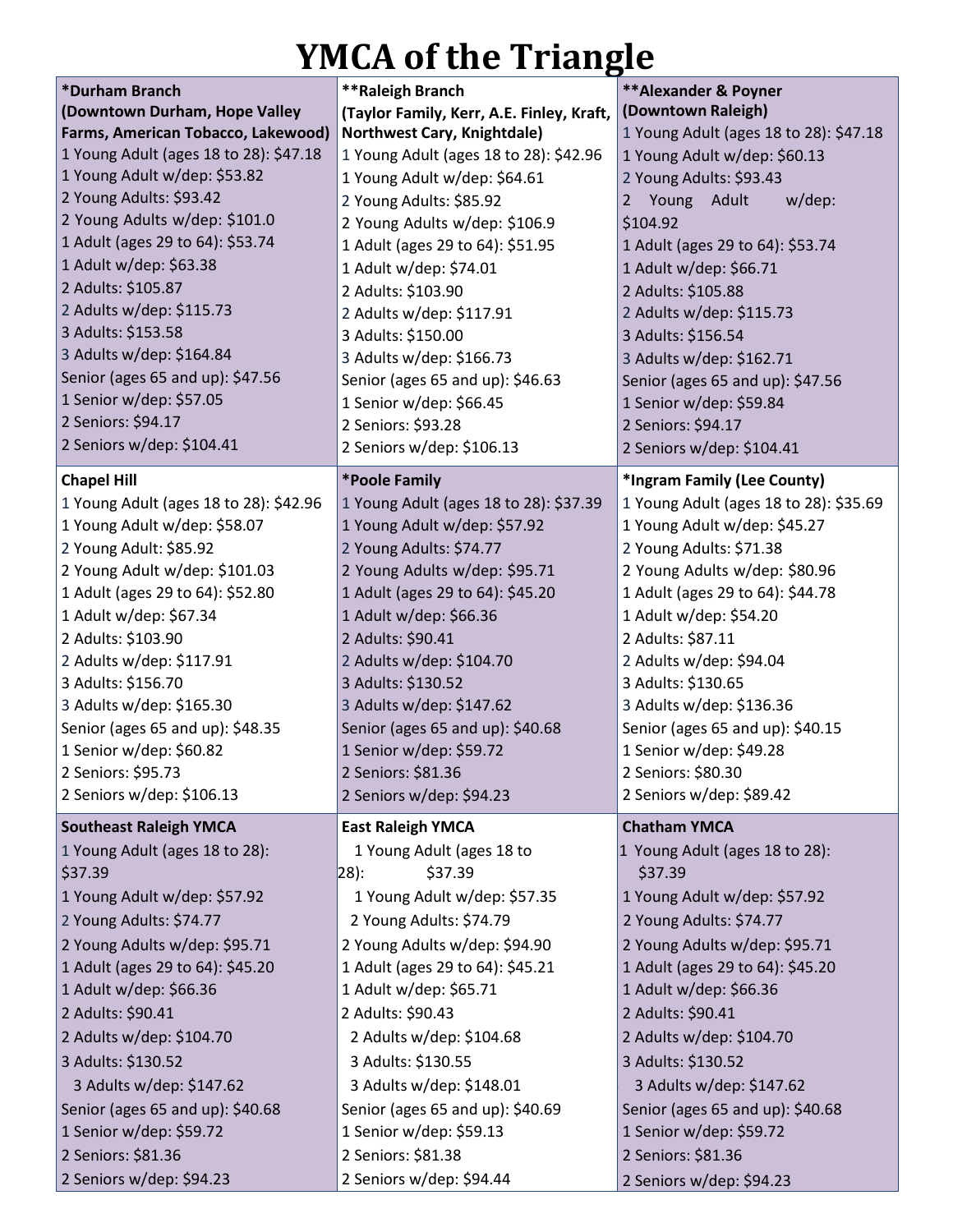# YMCA of the Triangle

**\*Durham Branch**
**(Downtown Durham, Hope Valley Farms, American Tobacco, Lakewood)**

1 Young Adult (ages 18 to 28): $47.18
1 Young Adult w/dep: $53.82
2 Young Adults: $93.42
2 Young Adults w/dep: $101.0
1 Adult (ages 29 to 64): $53.74
1 Adult w/dep: $63.38
2 Adults: $105.87
2 Adults w/dep: $115.73
3 Adults: $153.58
3 Adults w/dep: $164.84
Senior (ages 65 and up): $47.56
1 Senior w/dep: $57.05
2 Seniors: $94.17
2 Seniors w/dep: $104.41

**\*\*Raleigh Branch**
**(Taylor Family, Kerr, A.E. Finley, Kraft, Northwest Cary, Knightdale)**

1 Young Adult (ages 18 to 28): $42.96
1 Young Adult w/dep: $64.61
2 Young Adults: $85.92
2 Young Adults w/dep: $106.9
1 Adult (ages 29 to 64): $51.95
1 Adult w/dep: $74.01
2 Adults: $103.90
2 Adults w/dep: $117.91
3 Adults: $150.00
3 Adults w/dep: $166.73
Senior (ages 65 and up): $46.63
1 Senior w/dep: $66.45
2 Seniors: $93.28
2 Seniors w/dep: $106.13

**\*\*Alexander & Poyner**
**(Downtown Raleigh)**

1 Young Adult (ages 18 to 28): $47.18
1 Young Adult w/dep: $60.13
2 Young Adults: $93.43
2 Young Adult w/dep: $104.92
1 Adult (ages 29 to 64): $53.74
1 Adult w/dep: $66.71
2 Adults: $105.88
2 Adults w/dep: $115.73
3 Adults: $156.54
3 Adults w/dep: $162.71
Senior (ages 65 and up): $47.56
1 Senior w/dep: $59.84
2 Seniors: $94.17
2 Seniors w/dep: $104.41

**Chapel Hill**

1 Young Adult (ages 18 to 28): $42.96
1 Young Adult w/dep: $58.07
2 Young Adult: $85.92
2 Young Adult w/dep: $101.03
1 Adult (ages 29 to 64): $52.80
1 Adult w/dep: $67.34
2 Adults: $103.90
2 Adults w/dep: $117.91
3 Adults: $156.70
3 Adults w/dep: $165.30
Senior (ages 65 and up): $48.35
1 Senior w/dep: $60.82
2 Seniors: $95.73
2 Seniors w/dep: $106.13

**\*Poole Family**

1 Young Adult (ages 18 to 28): $37.39
1 Young Adult w/dep: $57.92
2 Young Adults: $74.77
2 Young Adults w/dep: $95.71
1 Adult (ages 29 to 64): $45.20
1 Adult w/dep: $66.36
2 Adults: $90.41
2 Adults w/dep: $104.70
3 Adults: $130.52
3 Adults w/dep: $147.62
Senior (ages 65 and up): $40.68
1 Senior w/dep: $59.72
2 Seniors: $81.36
2 Seniors w/dep: $94.23

**\*Ingram Family (Lee County)**

1 Young Adult (ages 18 to 28): $35.69
1 Young Adult w/dep: $45.27
2 Young Adults: $71.38
2 Young Adults w/dep: $80.96
1 Adult (ages 29 to 64): $44.78
1 Adult w/dep: $54.20
2 Adults: $87.11
2 Adults w/dep: $94.04
3 Adults: $130.65
3 Adults w/dep: $136.36
Senior (ages 65 and up): $40.15
1 Senior w/dep: $49.28
2 Seniors: $80.30
2 Seniors w/dep: $89.42

**Southeast Raleigh YMCA**

1 Young Adult (ages 18 to 28): $37.39
1 Young Adult w/dep: $57.92
2 Young Adults: $74.77
2 Young Adults w/dep: $95.71
1 Adult (ages 29 to 64): $45.20
1 Adult w/dep: $66.36
2 Adults: $90.41
2 Adults w/dep: $104.70
3 Adults: $130.52
3 Adults w/dep: $147.62
Senior (ages 65 and up): $40.68
1 Senior w/dep: $59.72
2 Seniors: $81.36
2 Seniors w/dep: $94.23

**East Raleigh YMCA**

1 Young Adult (ages 18 to 28): $37.39
1 Young Adult w/dep: $57.35
2 Young Adults: $74.79
2 Young Adults w/dep: $94.90
1 Adult (ages 29 to 64): $45.21
1 Adult w/dep: $65.71
2 Adults: $90.43
2 Adults w/dep: $104.68
3 Adults: $130.55
3 Adults w/dep: $148.01
Senior (ages 65 and up): $40.69
1 Senior w/dep: $59.13
2 Seniors: $81.38
2 Seniors w/dep: $94.44

**Chatham YMCA**

1 Young Adult (ages 18 to 28): $37.39
1 Young Adult w/dep: $57.92
2 Young Adults: $74.77
2 Young Adults w/dep: $95.71
1 Adult (ages 29 to 64): $45.20
1 Adult w/dep: $66.36
2 Adults: $90.41
2 Adults w/dep: $104.70
3 Adults: $130.52
3 Adults w/dep: $147.62
Senior (ages 65 and up): $40.68
1 Senior w/dep: $59.72
2 Seniors: $81.36
2 Seniors w/dep: $94.23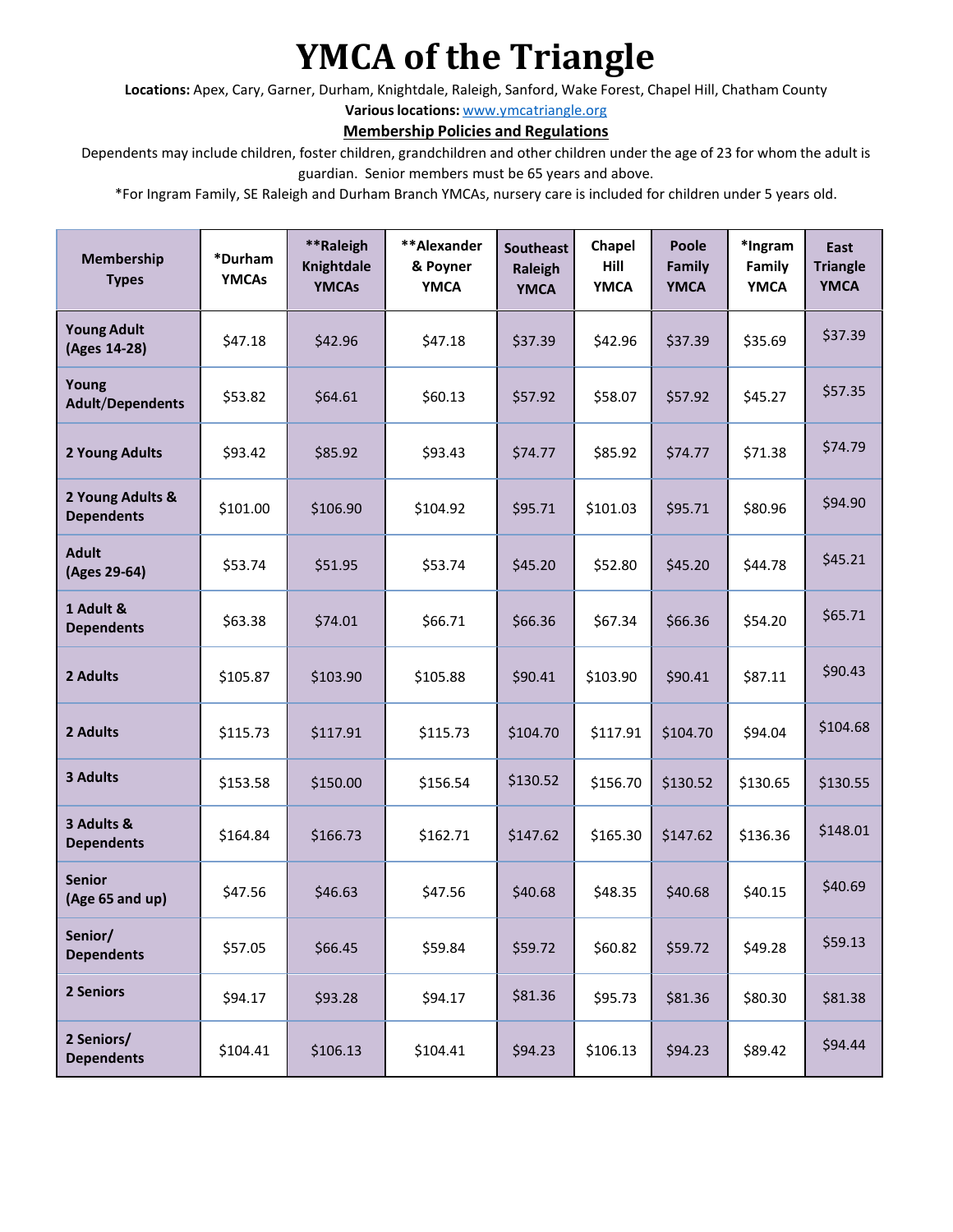# YMCA of the Triangle

**Locations:** Apex, Cary, Garner, Durham, Knightdale, Raleigh, Sanford, Wake Forest, Chapel Hill, Chatham County

**Various locations:** www.ymcatriangle.org

**Membership Policies and Regulations**

Dependents may include children, foster children, grandchildren and other children under the age of 23 for whom the adult is guardian. Senior members must be 65 years and above.

*For Ingram Family, SE Raleigh and Durham Branch YMCAs, nursery care is included for children under 5 years old.

| Membership Types | *Durham YMCAs | **Raleigh Knightdale YMCAs | **Alexander & Poyner YMCA | Southeast Raleigh YMCA | Chapel Hill YMCA | Poole Family YMCA | *Ingram Family YMCA | East Triangle YMCA |
|---|---|---|---|---|---|---|---|---|
| **Young Adult (Ages 14-28)** | $47.18 | $42.96 | $47.18 | $37.39 | $42.96 | $37.39 | $35.69 | $37.39 |
| **Young Adult/Dependents** | $53.82 | $64.61 | $60.13 | $57.92 | $58.07 | $57.92 | $45.27 | $57.35 |
| **2 Young Adults** | $93.42 | $85.92 | $93.43 | $74.77 | $85.92 | $74.77 | $71.38 | $74.79 |
| **2 Young Adults & Dependents** | $101.00 | $106.90 | $104.92 | $95.71 | $101.03 | $95.71 | $80.96 | $94.90 |
| **Adult (Ages 29-64)** | $53.74 | $51.95 | $53.74 | $45.20 | $52.80 | $45.20 | $44.78 | $45.21 |
| **1 Adult & Dependents** | $63.38 | $74.01 | $66.71 | $66.36 | $67.34 | $66.36 | $54.20 | $65.71 |
| **2 Adults** | $105.87 | $103.90 | $105.88 | $90.41 | $103.90 | $90.41 | $87.11 | $90.43 |
| **2 Adults** | $115.73 | $117.91 | $115.73 | $104.70 | $117.91 | $104.70 | $94.04 | $104.68 |
| **3 Adults** | $153.58 | $150.00 | $156.54 | $130.52 | $156.70 | $130.52 | $130.65 | $130.55 |
| **3 Adults & Dependents** | $164.84 | $166.73 | $162.71 | $147.62 | $165.30 | $147.62 | $136.36 | $148.01 |
| **Senior (Age 65 and up)** | $47.56 | $46.63 | $47.56 | $40.68 | $48.35 | $40.68 | $40.15 | $40.69 |
| **Senior/ Dependents** | $57.05 | $66.45 | $59.84 | $59.72 | $60.82 | $59.72 | $49.28 | $59.13 |
| **2 Seniors** | $94.17 | $93.28 | $94.17 | $81.36 | $95.73 | $81.36 | $80.30 | $81.38 |
| **2 Seniors/ Dependents** | $104.41 | $106.13 | $104.41 | $94.23 | $106.13 | $94.23 | $89.42 | $94.44 |